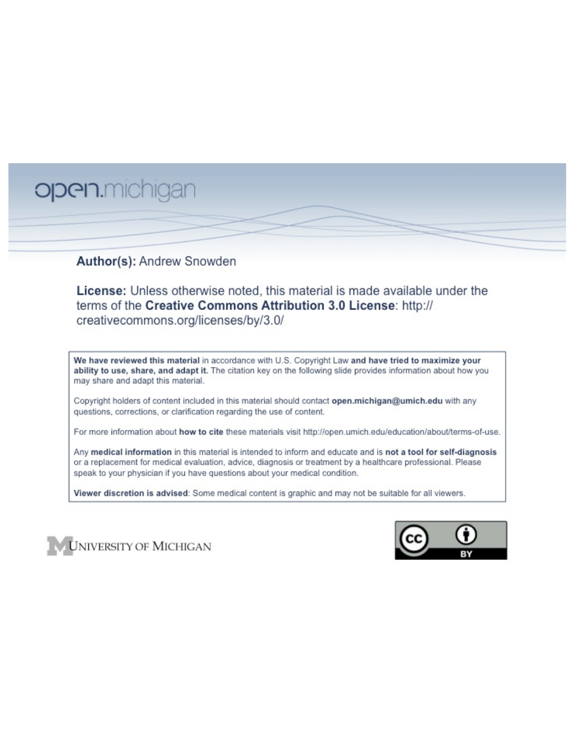open.michigan

**Author(s):** Andrew Snowden

**License:** Unless otherwise noted, this material is made available under the terms of the **Creative Commons Attribution 3.0 License**: http://creativecommons.org/licenses/by/3.0/

**We have reviewed this material** in accordance with U.S. Copyright Law **and have tried to maximize your ability to use, share, and adapt it.** The citation key on the following slide provides information about how you may share and adapt this material.

Copyright holders of content included in this material should contact **open.michigan@umich.edu** with any questions, corrections, or clarification regarding the use of content.

For more information about **how to cite** these materials visit http://open.umich.edu/education/about/terms-of-use.

Any **medical information** in this material is intended to inform and educate and is **not a tool for self-diagnosis** or a replacement for medical evaluation, advice, diagnosis or treatment by a healthcare professional. Please speak to your physician if you have questions about your medical condition.

**Viewer discretion is advised**: Some medical content is graphic and may not be suitable for all viewers.

University of Michigan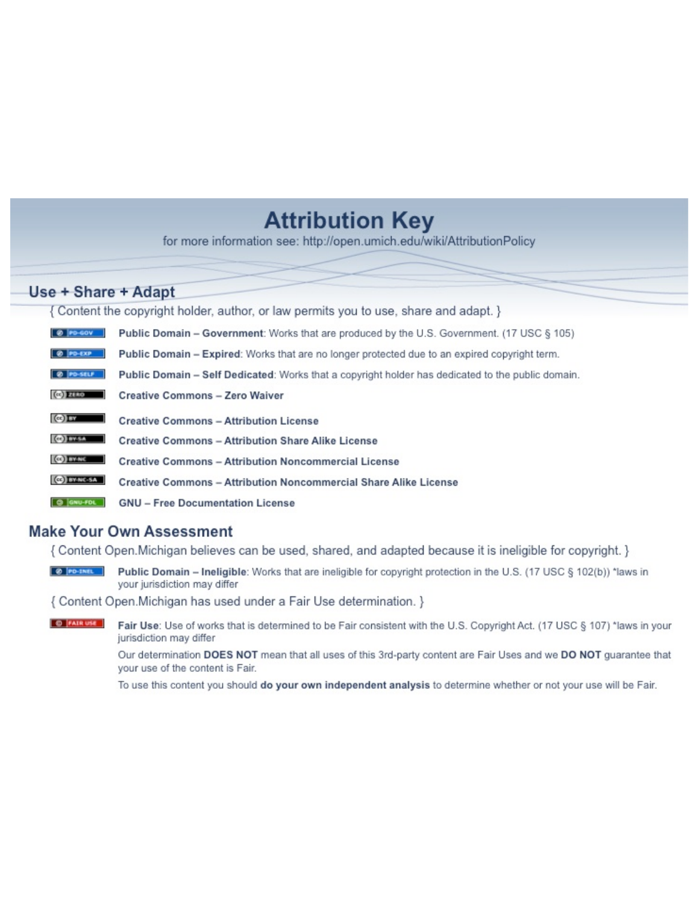# Attribution Key

for more information see: http://open.umich.edu/wiki/AttributionPolicy

## Use + Share + Adapt

{ Content the copyright holder, author, or law permits you to use, share and adapt. }

- PD-GOV **Public Domain – Government**: Works that are produced by the U.S. Government. (17 USC § 105)
- PD-EXP **Public Domain – Expired**: Works that are no longer protected due to an expired copyright term.
- PD-SELF **Public Domain – Self Dedicated**: Works that a copyright holder has dedicated to the public domain.
- ZERO **Creative Commons – Zero Waiver**
- BY **Creative Commons – Attribution License**
- BY-SA **Creative Commons – Attribution Share Alike License**
- BY-NC **Creative Commons – Attribution Noncommercial License**
- BY-NC-SA **Creative Commons – Attribution Noncommercial Share Alike License**
- GNU-FDL **GNU – Free Documentation License**

## Make Your Own Assessment

{ Content Open.Michigan believes can be used, shared, and adapted because it is ineligible for copyright. }

- PD-INEL **Public Domain – Ineligible**: Works that are ineligible for copyright protection in the U.S. (17 USC § 102(b)) *laws in your jurisdiction may differ

{ Content Open.Michigan has used under a Fair Use determination. }

- FAIR USE **Fair Use**: Use of works that is determined to be Fair consistent with the U.S. Copyright Act. (17 USC § 107) *laws in your jurisdiction may differ

  Our determination **DOES NOT** mean that all uses of this 3rd-party content are Fair Uses and we **DO NOT** guarantee that your use of the content is Fair.

  To use this content you should **do your own independent analysis** to determine whether or not your use will be Fair.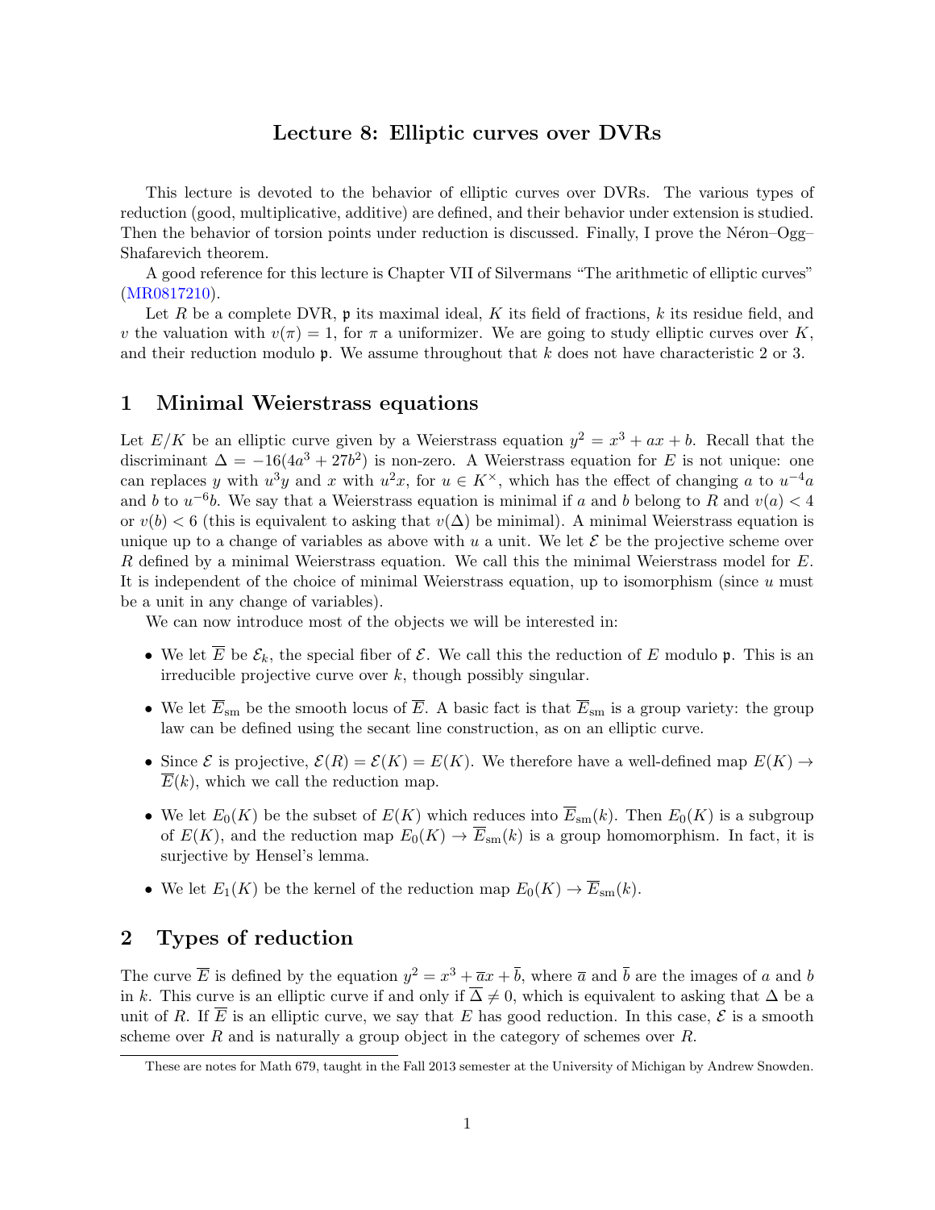# Lecture 8: Elliptic curves over DVRs

This lecture is devoted to the behavior of elliptic curves over DVRs. The various types of reduction (good, multiplicative, additive) are defined, and their behavior under extension is studied. Then the behavior of torsion points under reduction is discussed. Finally, I prove the Néron–Ogg–Shafarevich theorem.

A good reference for this lecture is Chapter VII of Silvermans "The arithmetic of elliptic curves" (MR0817210).

Let $R$ be a complete DVR, $\mathfrak{p}$ its maximal ideal, $K$ its field of fractions, $k$ its residue field, and $v$ the valuation with $v(\pi) = 1$, for $\pi$ a uniformizer. We are going to study elliptic curves over $K$, and their reduction modulo $\mathfrak{p}$. We assume throughout that $k$ does not have characteristic 2 or 3.

## 1 Minimal Weierstrass equations

Let $E/K$ be an elliptic curve given by a Weierstrass equation $y^2 = x^3 + ax + b$. Recall that the discriminant $\Delta = -16(4a^3 + 27b^2)$ is non-zero. A Weierstrass equation for $E$ is not unique: one can replaces $y$ with $u^3 y$ and $x$ with $u^2 x$, for $u \in K^\times$, which has the effect of changing $a$ to $u^{-4}a$ and $b$ to $u^{-6}b$. We say that a Weierstrass equation is minimal if $a$ and $b$ belong to $R$ and $v(a) < 4$ or $v(b) < 6$ (this is equivalent to asking that $v(\Delta)$ be minimal). A minimal Weierstrass equation is unique up to a change of variables as above with $u$ a unit. We let $\mathcal{E}$ be the projective scheme over $R$ defined by a minimal Weierstrass equation. We call this the minimal Weierstrass model for $E$. It is independent of the choice of minimal Weierstrass equation, up to isomorphism (since $u$ must be a unit in any change of variables).

We can now introduce most of the objects we will be interested in:

- We let $\overline{E}$ be $\mathcal{E}_k$, the special fiber of $\mathcal{E}$. We call this the reduction of $E$ modulo $\mathfrak{p}$. This is an irreducible projective curve over $k$, though possibly singular.
- We let $\overline{E}_{\text{sm}}$ be the smooth locus of $\overline{E}$. A basic fact is that $\overline{E}_{\text{sm}}$ is a group variety: the group law can be defined using the secant line construction, as on an elliptic curve.
- Since $\mathcal{E}$ is projective, $\mathcal{E}(R) = \mathcal{E}(K) = E(K)$. We therefore have a well-defined map $E(K) \to \overline{E}(k)$, which we call the reduction map.
- We let $E_0(K)$ be the subset of $E(K)$ which reduces into $\overline{E}_{\text{sm}}(k)$. Then $E_0(K)$ is a subgroup of $E(K)$, and the reduction map $E_0(K) \to \overline{E}_{\text{sm}}(k)$ is a group homomorphism. In fact, it is surjective by Hensel's lemma.
- We let $E_1(K)$ be the kernel of the reduction map $E_0(K) \to \overline{E}_{\text{sm}}(k)$.

## 2 Types of reduction

The curve $\overline{E}$ is defined by the equation $y^2 = x^3 + \overline{a}x + \overline{b}$, where $\overline{a}$ and $\overline{b}$ are the images of $a$ and $b$ in $k$. This curve is an elliptic curve if and only if $\overline{\Delta} \neq 0$, which is equivalent to asking that $\Delta$ be a unit of $R$. If $\overline{E}$ is an elliptic curve, we say that $E$ has good reduction. In this case, $\mathcal{E}$ is a smooth scheme over $R$ and is naturally a group object in the category of schemes over $R$.

These are notes for Math 679, taught in the Fall 2013 semester at the University of Michigan by Andrew Snowden.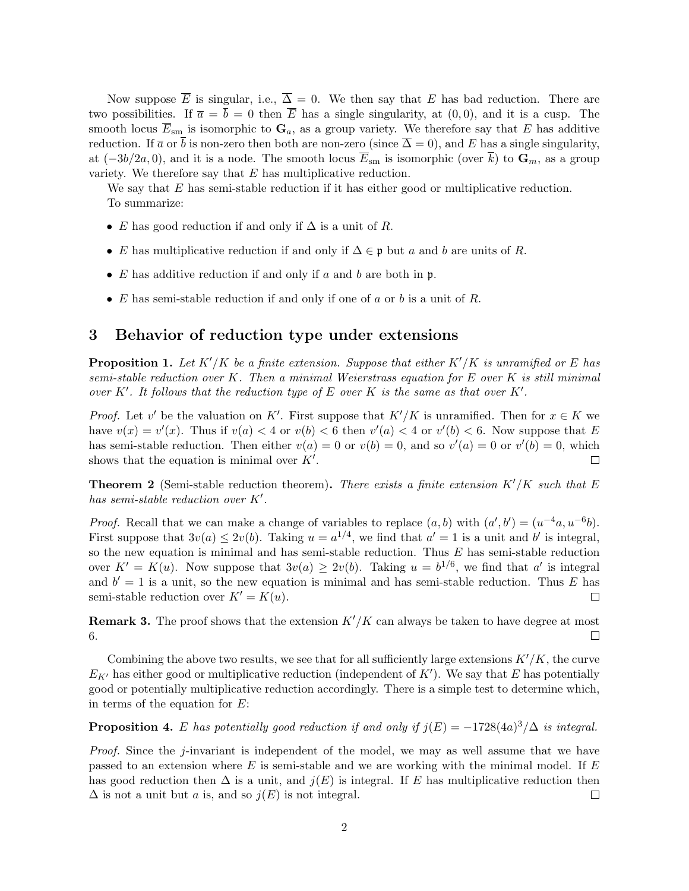Now suppose $\overline{E}$ is singular, i.e., $\overline{\Delta} = 0$. We then say that $E$ has bad reduction. There are two possibilities. If $\overline{a} = \overline{b} = 0$ then $\overline{E}$ has a single singularity, at $(0, 0)$, and it is a cusp. The smooth locus $\overline{E}_{\text{sm}}$ is isomorphic to $\mathbf{G}_a$, as a group variety. We therefore say that $E$ has additive reduction. If $\overline{a}$ or $\overline{b}$ is non-zero then both are non-zero (since $\overline{\Delta} = 0$), and $E$ has a single singularity, at $(-3b/2a, 0)$, and it is a node. The smooth locus $\overline{E}_{\text{sm}}$ is isomorphic (over $\overline{k}$) to $\mathbf{G}_m$, as a group variety. We therefore say that $E$ has multiplicative reduction.

We say that $E$ has semi-stable reduction if it has either good or multiplicative reduction.

To summarize:

- $E$ has good reduction if and only if $\Delta$ is a unit of $R$.
- $E$ has multiplicative reduction if and only if $\Delta \in \mathfrak{p}$ but $a$ and $b$ are units of $R$.
- $E$ has additive reduction if and only if $a$ and $b$ are both in $\mathfrak{p}$.
- $E$ has semi-stable reduction if and only if one of $a$ or $b$ is a unit of $R$.

# 3 Behavior of reduction type under extensions

**Proposition 1.** *Let $K'/K$ be a finite extension. Suppose that either $K'/K$ is unramified or $E$ has semi-stable reduction over $K$. Then a minimal Weierstrass equation for $E$ over $K$ is still minimal over $K'$. It follows that the reduction type of $E$ over $K$ is the same as that over $K'$.*

*Proof.* Let $v'$ be the valuation on $K'$. First suppose that $K'/K$ is unramified. Then for $x \in K$ we have $v(x) = v'(x)$. Thus if $v(a) < 4$ or $v(b) < 6$ then $v'(a) < 4$ or $v'(b) < 6$. Now suppose that $E$ has semi-stable reduction. Then either $v(a) = 0$ or $v(b) = 0$, and so $v'(a) = 0$ or $v'(b) = 0$, which shows that the equation is minimal over $K'$. ∎

**Theorem 2** (Semi-stable reduction theorem)**.** *There exists a finite extension $K'/K$ such that $E$ has semi-stable reduction over $K'$.*

*Proof.* Recall that we can make a change of variables to replace $(a, b)$ with $(a', b') = (u^{-4}a, u^{-6}b)$. First suppose that $3v(a) \le 2v(b)$. Taking $u = a^{1/4}$, we find that $a' = 1$ is a unit and $b'$ is integral, so the new equation is minimal and has semi-stable reduction. Thus $E$ has semi-stable reduction over $K' = K(u)$. Now suppose that $3v(a) \ge 2v(b)$. Taking $u = b^{1/6}$, we find that $a'$ is integral and $b' = 1$ is a unit, so the new equation is minimal and has semi-stable reduction. Thus $E$ has semi-stable reduction over $K' = K(u)$. ∎

**Remark 3.** The proof shows that the extension $K'/K$ can always be taken to have degree at most 6. ∎

Combining the above two results, we see that for all sufficiently large extensions $K'/K$, the curve $E_{K'}$ has either good or multiplicative reduction (independent of $K'$). We say that $E$ has potentially good or potentially multiplicative reduction accordingly. There is a simple test to determine which, in terms of the equation for $E$:

**Proposition 4.** *$E$ has potentially good reduction if and only if $j(E) = -1728(4a)^3/\Delta$ is integral.*

*Proof.* Since the $j$-invariant is independent of the model, we may as well assume that we have passed to an extension where $E$ is semi-stable and we are working with the minimal model. If $E$ has good reduction then $\Delta$ is a unit, and $j(E)$ is integral. If $E$ has multiplicative reduction then $\Delta$ is not a unit but $a$ is, and so $j(E)$ is not integral. ∎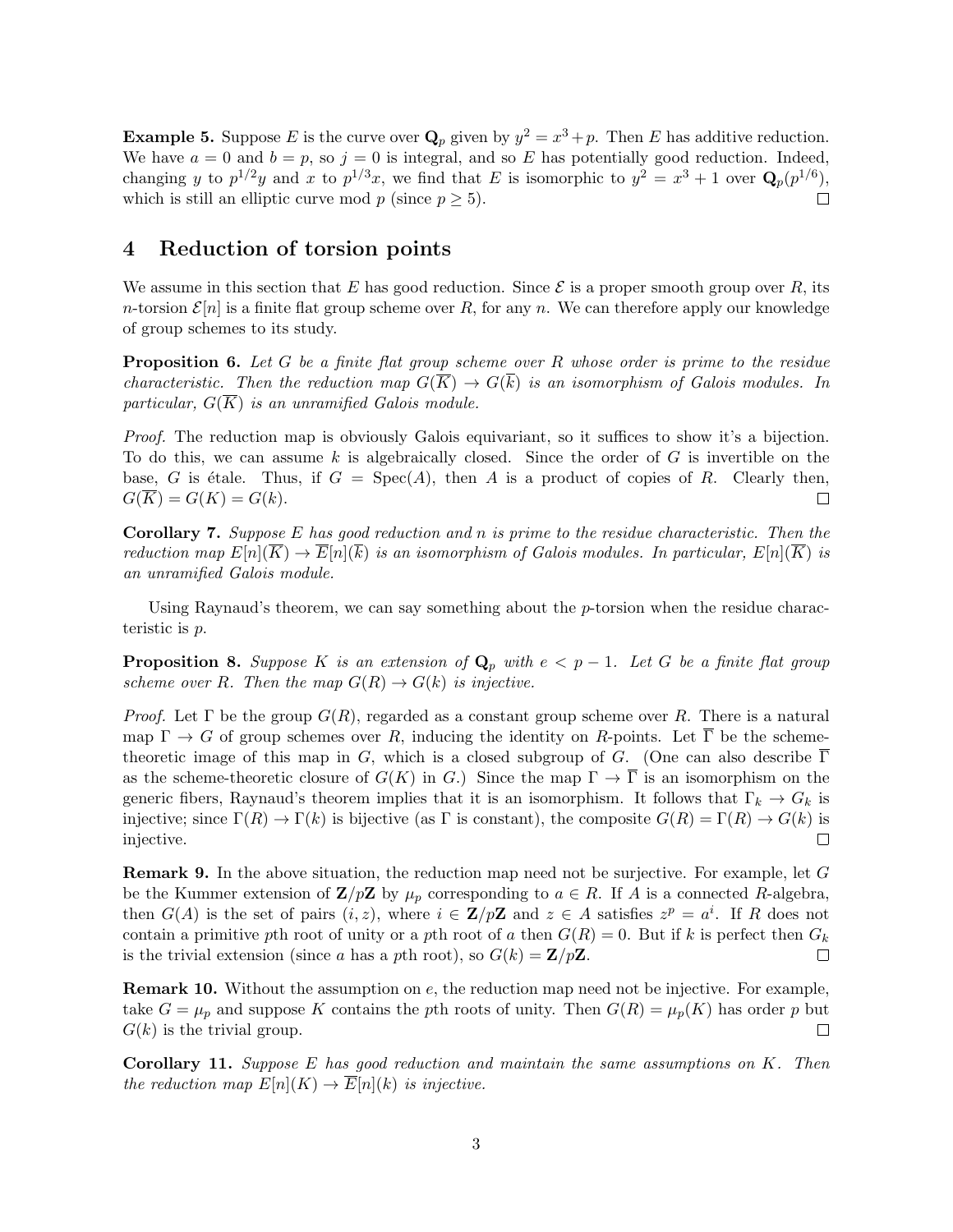**Example 5.** Suppose $E$ is the curve over $\mathbf{Q}_p$ given by $y^2 = x^3 + p$. Then $E$ has additive reduction. We have $a = 0$ and $b = p$, so $j = 0$ is integral, and so $E$ has potentially good reduction. Indeed, changing $y$ to $p^{1/2}y$ and $x$ to $p^{1/3}x$, we find that $E$ is isomorphic to $y^2 = x^3 + 1$ over $\mathbf{Q}_p(p^{1/6})$, which is still an elliptic curve mod $p$ (since $p \geq 5$). □

## 4 Reduction of torsion points

We assume in this section that $E$ has good reduction. Since $\mathcal{E}$ is a proper smooth group over $R$, its $n$-torsion $\mathcal{E}[n]$ is a finite flat group scheme over $R$, for any $n$. We can therefore apply our knowledge of group schemes to its study.

**Proposition 6.** *Let $G$ be a finite flat group scheme over $R$ whose order is prime to the residue characteristic. Then the reduction map $G(\overline{K}) \to G(\overline{k})$ is an isomorphism of Galois modules. In particular, $G(\overline{K})$ is an unramified Galois module.*

*Proof.* The reduction map is obviously Galois equivariant, so it suffices to show it's a bijection. To do this, we can assume $k$ is algebraically closed. Since the order of $G$ is invertible on the base, $G$ is étale. Thus, if $G = \operatorname{Spec}(A)$, then $A$ is a product of copies of $R$. Clearly then, $G(\overline{K}) = G(K) = G(k)$. □

**Corollary 7.** *Suppose $E$ has good reduction and $n$ is prime to the residue characteristic. Then the reduction map $E[n](\overline{K}) \to \overline{E}[n](\overline{k})$ is an isomorphism of Galois modules. In particular, $E[n](\overline{K})$ is an unramified Galois module.*

Using Raynaud's theorem, we can say something about the $p$-torsion when the residue characteristic is $p$.

**Proposition 8.** *Suppose $K$ is an extension of $\mathbf{Q}_p$ with $e < p - 1$. Let $G$ be a finite flat group scheme over $R$. Then the map $G(R) \to G(k)$ is injective.*

*Proof.* Let $\Gamma$ be the group $G(R)$, regarded as a constant group scheme over $R$. There is a natural map $\Gamma \to G$ of group schemes over $R$, inducing the identity on $R$-points. Let $\overline{\Gamma}$ be the scheme-theoretic image of this map in $G$, which is a closed subgroup of $G$. (One can also describe $\overline{\Gamma}$ as the scheme-theoretic closure of $G(K)$ in $G$.) Since the map $\Gamma \to \overline{\Gamma}$ is an isomorphism on the generic fibers, Raynaud's theorem implies that it is an isomorphism. It follows that $\Gamma_k \to G_k$ is injective; since $\Gamma(R) \to \Gamma(k)$ is bijective (as $\Gamma$ is constant), the composite $G(R) = \Gamma(R) \to G(k)$ is injective. □

**Remark 9.** In the above situation, the reduction map need not be surjective. For example, let $G$ be the Kummer extension of $\mathbf{Z}/p\mathbf{Z}$ by $\mu_p$ corresponding to $a \in R$. If $A$ is a connected $R$-algebra, then $G(A)$ is the set of pairs $(i, z)$, where $i \in \mathbf{Z}/p\mathbf{Z}$ and $z \in A$ satisfies $z^p = a^i$. If $R$ does not contain a primitive $p$th root of unity or a $p$th root of $a$ then $G(R) = 0$. But if $k$ is perfect then $G_k$ is the trivial extension (since $a$ has a $p$th root), so $G(k) = \mathbf{Z}/p\mathbf{Z}$. □

**Remark 10.** Without the assumption on $e$, the reduction map need not be injective. For example, take $G = \mu_p$ and suppose $K$ contains the $p$th roots of unity. Then $G(R) = \mu_p(K)$ has order $p$ but $G(k)$ is the trivial group. □

**Corollary 11.** *Suppose $E$ has good reduction and maintain the same assumptions on $K$. Then the reduction map $E[n](K) \to \overline{E}[n](k)$ is injective.*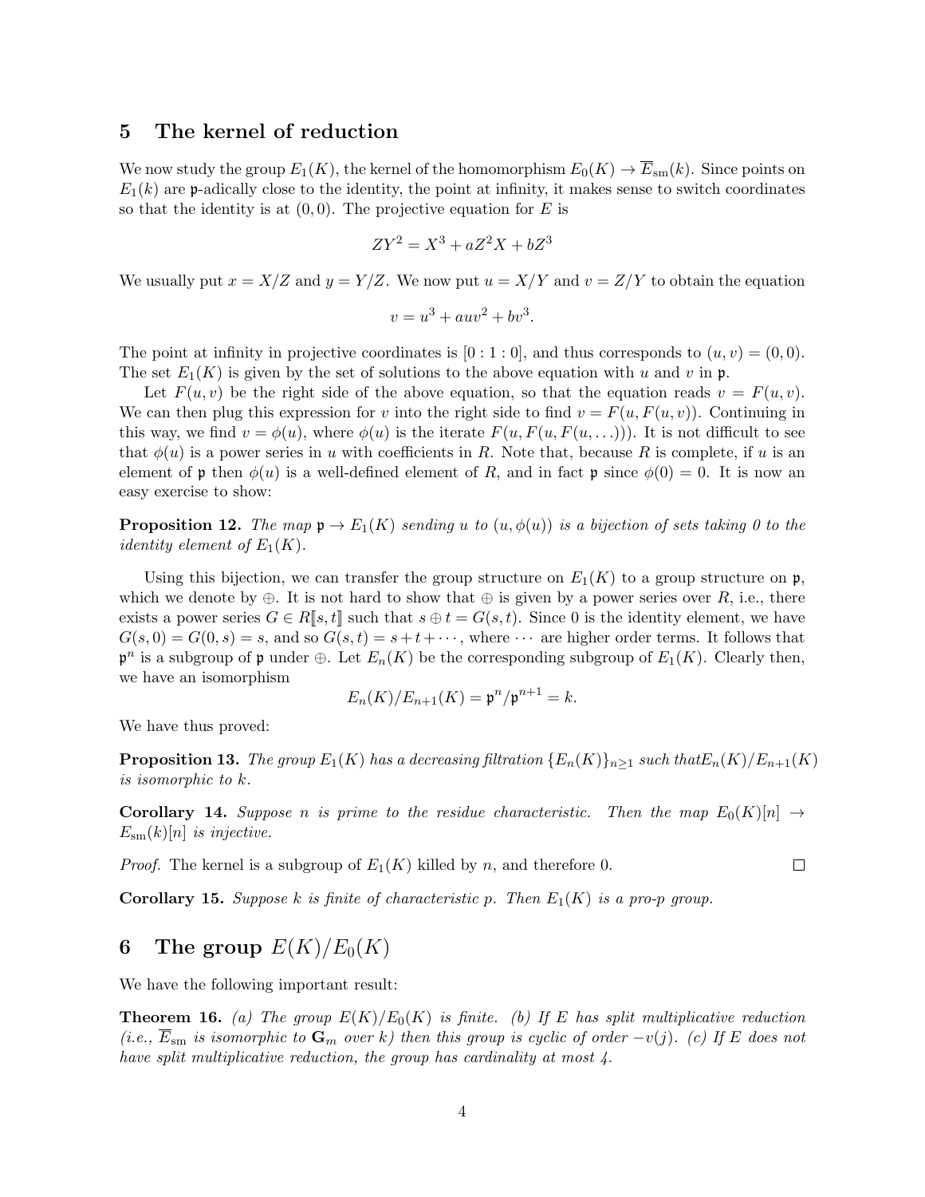## 5 The kernel of reduction

We now study the group $E_1(K)$, the kernel of the homomorphism $E_0(K) \to \overline{E}_{\text{sm}}(k)$. Since points on $E_1(k)$ are $\mathfrak{p}$-adically close to the identity, the point at infinity, it makes sense to switch coordinates so that the identity is at $(0,0)$. The projective equation for $E$ is

$$ZY^2 = X^3 + aZ^2X + bZ^3$$

We usually put $x = X/Z$ and $y = Y/Z$. We now put $u = X/Y$ and $v = Z/Y$ to obtain the equation

$$v = u^3 + auv^2 + bv^3.$$

The point at infinity in projective coordinates is $[0:1:0]$, and thus corresponds to $(u,v) = (0,0)$. The set $E_1(K)$ is given by the set of solutions to the above equation with $u$ and $v$ in $\mathfrak{p}$.

Let $F(u,v)$ be the right side of the above equation, so that the equation reads $v = F(u,v)$. We can then plug this expression for $v$ into the right side to find $v = F(u, F(u,v))$. Continuing in this way, we find $v = \phi(u)$, where $\phi(u)$ is the iterate $F(u, F(u, F(u, \ldots)))$. It is not difficult to see that $\phi(u)$ is a power series in $u$ with coefficients in $R$. Note that, because $R$ is complete, if $u$ is an element of $\mathfrak{p}$ then $\phi(u)$ is a well-defined element of $R$, and in fact $\mathfrak{p}$ since $\phi(0) = 0$. It is now an easy exercise to show:

**Proposition 12.** *The map $\mathfrak{p} \to E_1(K)$ sending $u$ to $(u, \phi(u))$ is a bijection of sets taking 0 to the identity element of $E_1(K)$.*

Using this bijection, we can transfer the group structure on $E_1(K)$ to a group structure on $\mathfrak{p}$, which we denote by $\oplus$. It is not hard to show that $\oplus$ is given by a power series over $R$, i.e., there exists a power series $G \in R[\![s,t]\!]$ such that $s \oplus t = G(s,t)$. Since 0 is the identity element, we have $G(s,0) = G(0,s) = s$, and so $G(s,t) = s + t + \cdots$, where $\cdots$ are higher order terms. It follows that $\mathfrak{p}^n$ is a subgroup of $\mathfrak{p}$ under $\oplus$. Let $E_n(K)$ be the corresponding subgroup of $E_1(K)$. Clearly then, we have an isomorphism

$$E_n(K)/E_{n+1}(K) = \mathfrak{p}^n/\mathfrak{p}^{n+1} = k.$$

We have thus proved:

**Proposition 13.** *The group $E_1(K)$ has a decreasing filtration $\{E_n(K)\}_{n \ge 1}$ such that $E_n(K)/E_{n+1}(K)$ is isomorphic to $k$.*

**Corollary 14.** *Suppose $n$ is prime to the residue characteristic. Then the map $E_0(K)[n] \to E_{\text{sm}}(k)[n]$ is injective.*

*Proof.* The kernel is a subgroup of $E_1(K)$ killed by $n$, and therefore 0. □

**Corollary 15.** *Suppose $k$ is finite of characteristic $p$. Then $E_1(K)$ is a pro-$p$ group.*

## 6 The group $E(K)/E_0(K)$

We have the following important result:

**Theorem 16.** *(a) The group $E(K)/E_0(K)$ is finite. (b) If $E$ has split multiplicative reduction (i.e., $\overline{E}_{\text{sm}}$ is isomorphic to $\mathbf{G}_m$ over $k$) then this group is cyclic of order $-v(j)$. (c) If $E$ does not have split multiplicative reduction, the group has cardinality at most 4.*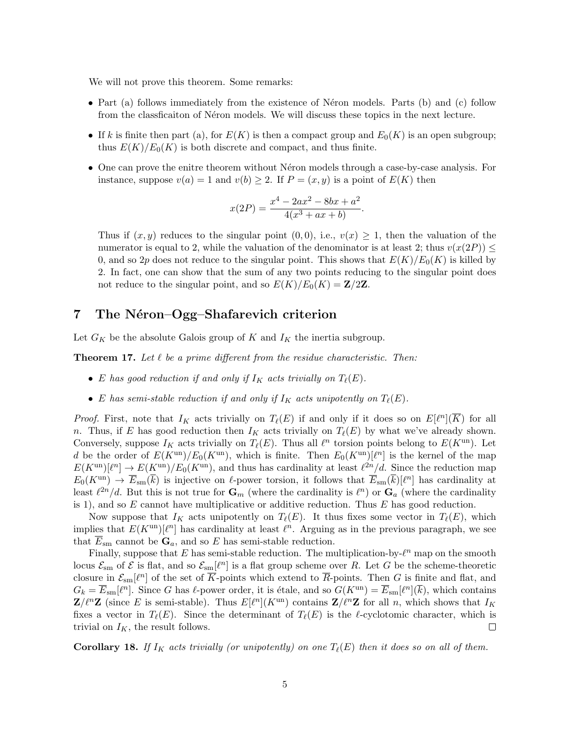We will not prove this theorem. Some remarks:

- Part (a) follows immediately from the existence of Néron models. Parts (b) and (c) follow from the classficaiton of Néron models. We will discuss these topics in the next lecture.
- If $k$ is finite then part (a), for $E(K)$ is then a compact group and $E_0(K)$ is an open subgroup; thus $E(K)/E_0(K)$ is both discrete and compact, and thus finite.
- One can prove the enitre theorem without Néron models through a case-by-case analysis. For instance, suppose $v(a) = 1$ and $v(b) \ge 2$. If $P = (x, y)$ is a point of $E(K)$ then

$$x(2P) = \frac{x^4 - 2ax^2 - 8bx + a^2}{4(x^3 + ax + b)}.$$

  Thus if $(x, y)$ reduces to the singular point $(0, 0)$, i.e., $v(x) \ge 1$, then the valuation of the numerator is equal to 2, while the valuation of the denominator is at least 2; thus $v(x(2P)) \le 0$, and so $2p$ does not reduce to the singular point. This shows that $E(K)/E_0(K)$ is killed by 2. In fact, one can show that the sum of any two points reducing to the singular point does not reduce to the singular point, and so $E(K)/E_0(K) = \mathbf{Z}/2\mathbf{Z}$.

# 7 The Néron–Ogg–Shafarevich criterion

Let $G_K$ be the absolute Galois group of $K$ and $I_K$ the inertia subgroup.

**Theorem 17.** *Let $\ell$ be a prime different from the residue characteristic. Then:*

- *$E$ has good reduction if and only if $I_K$ acts trivially on $T_\ell(E)$.*
- *$E$ has semi-stable reduction if and only if $I_K$ acts unipotently on $T_\ell(E)$.*

*Proof.* First, note that $I_K$ acts trivially on $T_\ell(E)$ if and only if it does so on $E[\ell^n](\overline{K})$ for all $n$. Thus, if $E$ has good reduction then $I_K$ acts trivially on $T_\ell(E)$ by what we've already shown. Conversely, suppose $I_K$ acts trivially on $T_\ell(E)$. Thus all $\ell^n$ torsion points belong to $E(K^{\mathrm{un}})$. Let $d$ be the order of $E(K^{\mathrm{un}})/E_0(K^{\mathrm{un}})$, which is finite. Then $E_0(K^{\mathrm{un}})[\ell^n]$ is the kernel of the map $E(K^{\mathrm{un}})[\ell^n] \to E(K^{\mathrm{un}})/E_0(K^{\mathrm{un}})$, and thus has cardinality at least $\ell^{2n}/d$. Since the reduction map $E_0(K^{\mathrm{un}}) \to \overline{E}_{\mathrm{sm}}(\overline{k})$ is injective on $\ell$-power torsion, it follows that $\overline{E}_{\mathrm{sm}}(\overline{k})[\ell^n]$ has cardinality at least $\ell^{2n}/d$. But this is not true for $\mathbf{G}_m$ (where the cardinality is $\ell^n$) or $\mathbf{G}_a$ (where the cardinality is 1), and so $E$ cannot have multiplicative or additive reduction. Thus $E$ has good reduction.

Now suppose that $I_K$ acts unipotently on $T_\ell(E)$. It thus fixes some vector in $T_\ell(E)$, which implies that $E(K^{\mathrm{un}})[\ell^n]$ has cardinality at least $\ell^n$. Arguing as in the previous paragraph, we see that $\overline{E}_{\mathrm{sm}}$ cannot be $\mathbf{G}_a$, and so $E$ has semi-stable reduction.

Finally, suppose that $E$ has semi-stable reduction. The multiplication-by-$\ell^n$ map on the smooth locus $\mathcal{E}_{\mathrm{sm}}$ of $\mathcal{E}$ is flat, and so $\mathcal{E}_{\mathrm{sm}}[\ell^n]$ is a flat group scheme over $R$. Let $G$ be the scheme-theoretic closure in $\mathcal{E}_{\mathrm{sm}}[\ell^n]$ of the set of $\overline{K}$-points which extend to $\overline{R}$-points. Then $G$ is finite and flat, and $G_k = \overline{E}_{\mathrm{sm}}[\ell^n]$. Since $G$ has $\ell$-power order, it is étale, and so $G(K^{\mathrm{un}}) = \overline{E}_{\mathrm{sm}}[\ell^n](\overline{k})$, which contains $\mathbf{Z}/\ell^n\mathbf{Z}$ (since $E$ is semi-stable). Thus $E[\ell^n](K^{\mathrm{un}})$ contains $\mathbf{Z}/\ell^n\mathbf{Z}$ for all $n$, which shows that $I_K$ fixes a vector in $T_\ell(E)$. Since the determinant of $T_\ell(E)$ is the $\ell$-cyclotomic character, which is trivial on $I_K$, the result follows. □

**Corollary 18.** *If $I_K$ acts trivially (or unipotently) on one $T_\ell(E)$ then it does so on all of them.*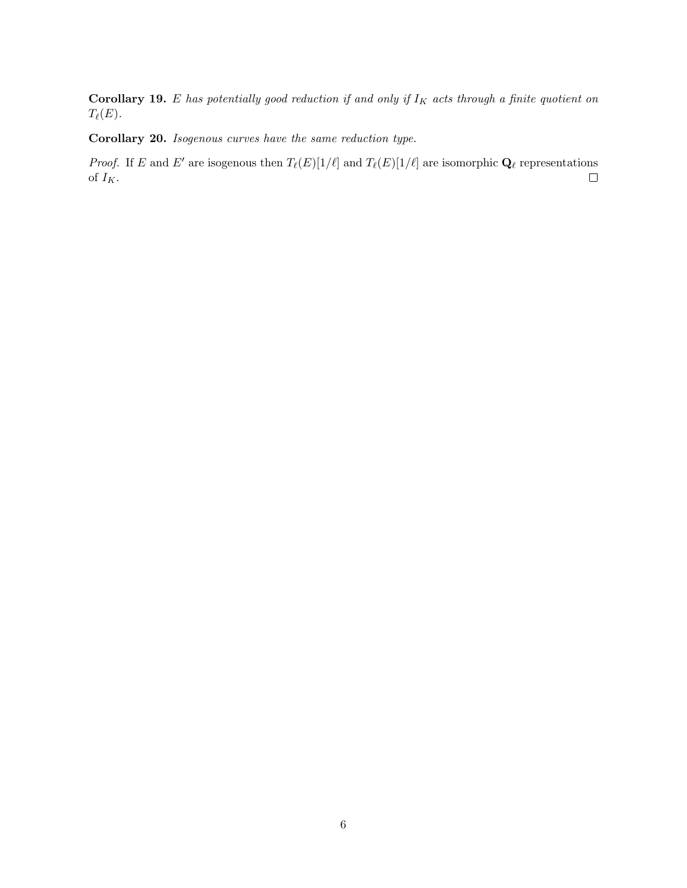**Corollary 19.** *$E$ has potentially good reduction if and only if $I_K$ acts through a finite quotient on $T_\ell(E)$.*

**Corollary 20.** *Isogenous curves have the same reduction type.*

*Proof.* If $E$ and $E'$ are isogenous then $T_\ell(E)[1/\ell]$ and $T_\ell(E)[1/\ell]$ are isomorphic $\mathbf{Q}_\ell$ representations of $I_K$. □